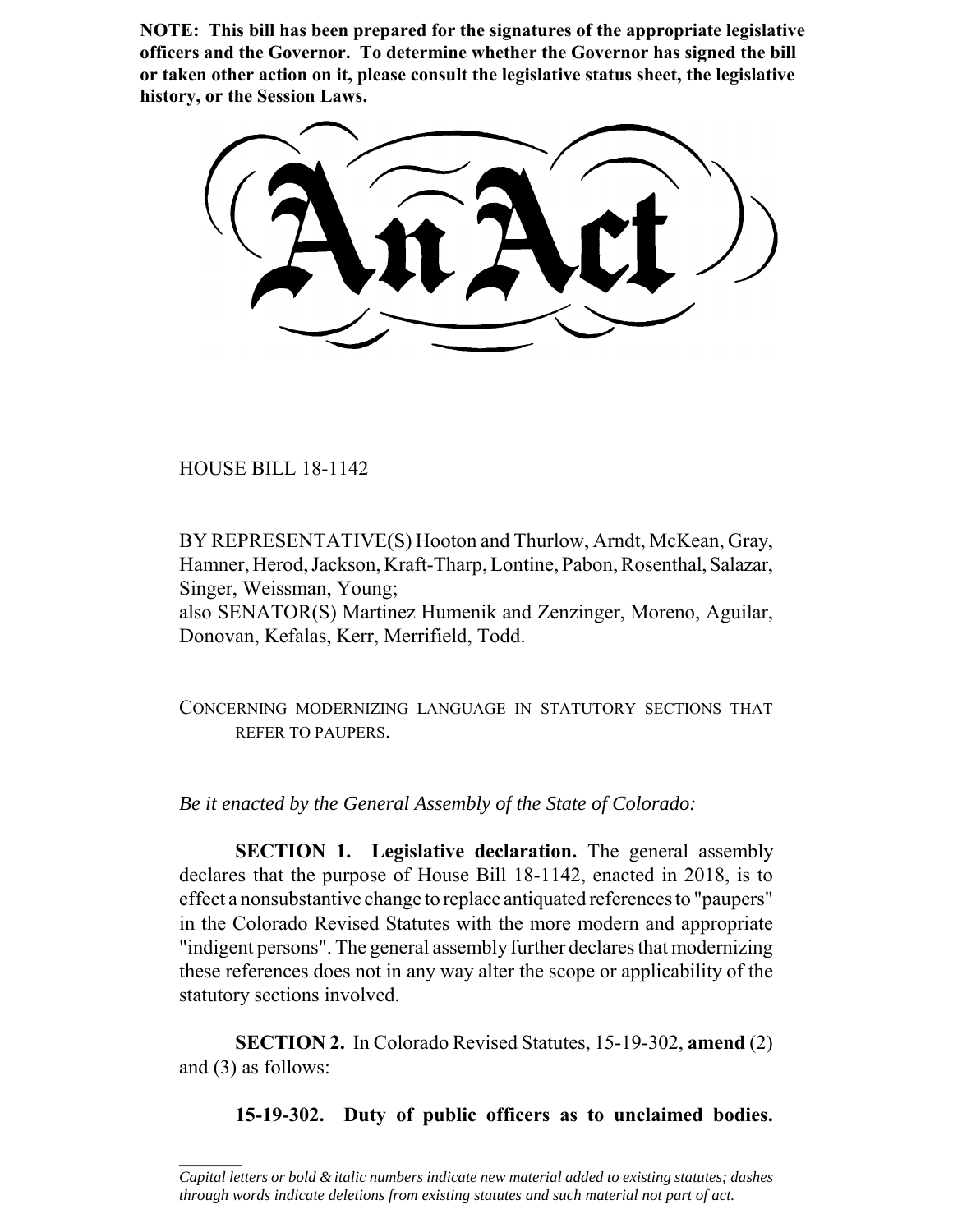**NOTE: This bill has been prepared for the signatures of the appropriate legislative officers and the Governor. To determine whether the Governor has signed the bill or taken other action on it, please consult the legislative status sheet, the legislative history, or the Session Laws.**

# An Act

HOUSE BILL 18-1142

BY REPRESENTATIVE(S) Hooton and Thurlow, Arndt, McKean, Gray, Hamner, Herod, Jackson, Kraft-Tharp, Lontine, Pabon, Rosenthal, Salazar, Singer, Weissman, Young;
also SENATOR(S) Martinez Humenik and Zenzinger, Moreno, Aguilar, Donovan, Kefalas, Kerr, Merrifield, Todd.

CONCERNING MODERNIZING LANGUAGE IN STATUTORY SECTIONS THAT REFER TO PAUPERS.

*Be it enacted by the General Assembly of the State of Colorado:*

**SECTION 1. Legislative declaration.** The general assembly declares that the purpose of House Bill 18-1142, enacted in 2018, is to effect a nonsubstantive change to replace antiquated references to "paupers" in the Colorado Revised Statutes with the more modern and appropriate "indigent persons". The general assembly further declares that modernizing these references does not in any way alter the scope or applicability of the statutory sections involved.

**SECTION 2.** In Colorado Revised Statutes, 15-19-302, **amend** (2) and (3) as follows:

**15-19-302. Duty of public officers as to unclaimed bodies.**

*Capital letters or bold & italic numbers indicate new material added to existing statutes; dashes through words indicate deletions from existing statutes and such material not part of act.*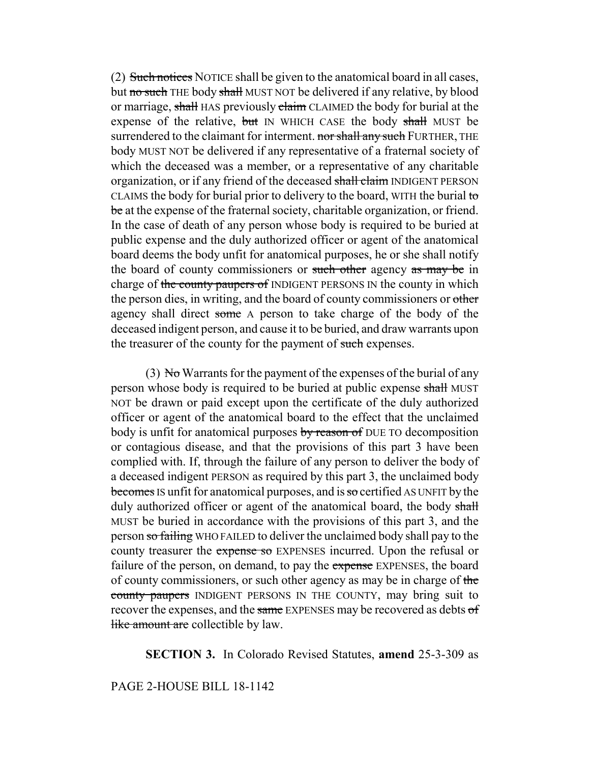(2) ~~Such notices~~ NOTICE shall be given to the anatomical board in all cases, but ~~no such~~ THE body ~~shall~~ MUST NOT be delivered if any relative, by blood or marriage, ~~shall~~ HAS previously ~~claim~~ CLAIMED the body for burial at the expense of the relative, ~~but~~ IN WHICH CASE the body ~~shall~~ MUST be surrendered to the claimant for interment. ~~nor shall any such~~ FURTHER, THE body MUST NOT be delivered if any representative of a fraternal society of which the deceased was a member, or a representative of any charitable organization, or if any friend of the deceased ~~shall claim~~ INDIGENT PERSON CLAIMS the body for burial prior to delivery to the board, WITH the burial ~~to be~~ at the expense of the fraternal society, charitable organization, or friend. In the case of death of any person whose body is required to be buried at public expense and the duly authorized officer or agent of the anatomical board deems the body unfit for anatomical purposes, he or she shall notify the board of county commissioners or ~~such other~~ agency ~~as may be~~ in charge of ~~the county paupers of~~ INDIGENT PERSONS IN the county in which the person dies, in writing, and the board of county commissioners or ~~other~~ agency shall direct ~~some~~ A person to take charge of the body of the deceased indigent person, and cause it to be buried, and draw warrants upon the treasurer of the county for the payment of ~~such~~ expenses.

(3) ~~No~~ Warrants for the payment of the expenses of the burial of any person whose body is required to be buried at public expense ~~shall~~ MUST NOT be drawn or paid except upon the certificate of the duly authorized officer or agent of the anatomical board to the effect that the unclaimed body is unfit for anatomical purposes ~~by reason of~~ DUE TO decomposition or contagious disease, and that the provisions of this part 3 have been complied with. If, through the failure of any person to deliver the body of a deceased indigent PERSON as required by this part 3, the unclaimed body ~~becomes~~ IS unfit for anatomical purposes, and is ~~so~~ certified AS UNFIT by the duly authorized officer or agent of the anatomical board, the body ~~shall~~ MUST be buried in accordance with the provisions of this part 3, and the person ~~so failing~~ WHO FAILED to deliver the unclaimed body shall pay to the county treasurer the ~~expense so~~ EXPENSES incurred. Upon the refusal or failure of the person, on demand, to pay the ~~expense~~ EXPENSES, the board of county commissioners, or such other agency as may be in charge of ~~the county paupers~~ INDIGENT PERSONS IN THE COUNTY, may bring suit to recover the expenses, and the ~~same~~ EXPENSES may be recovered as debts ~~of like amount are~~ collectible by law.

**SECTION 3.** In Colorado Revised Statutes, **amend** 25-3-309 as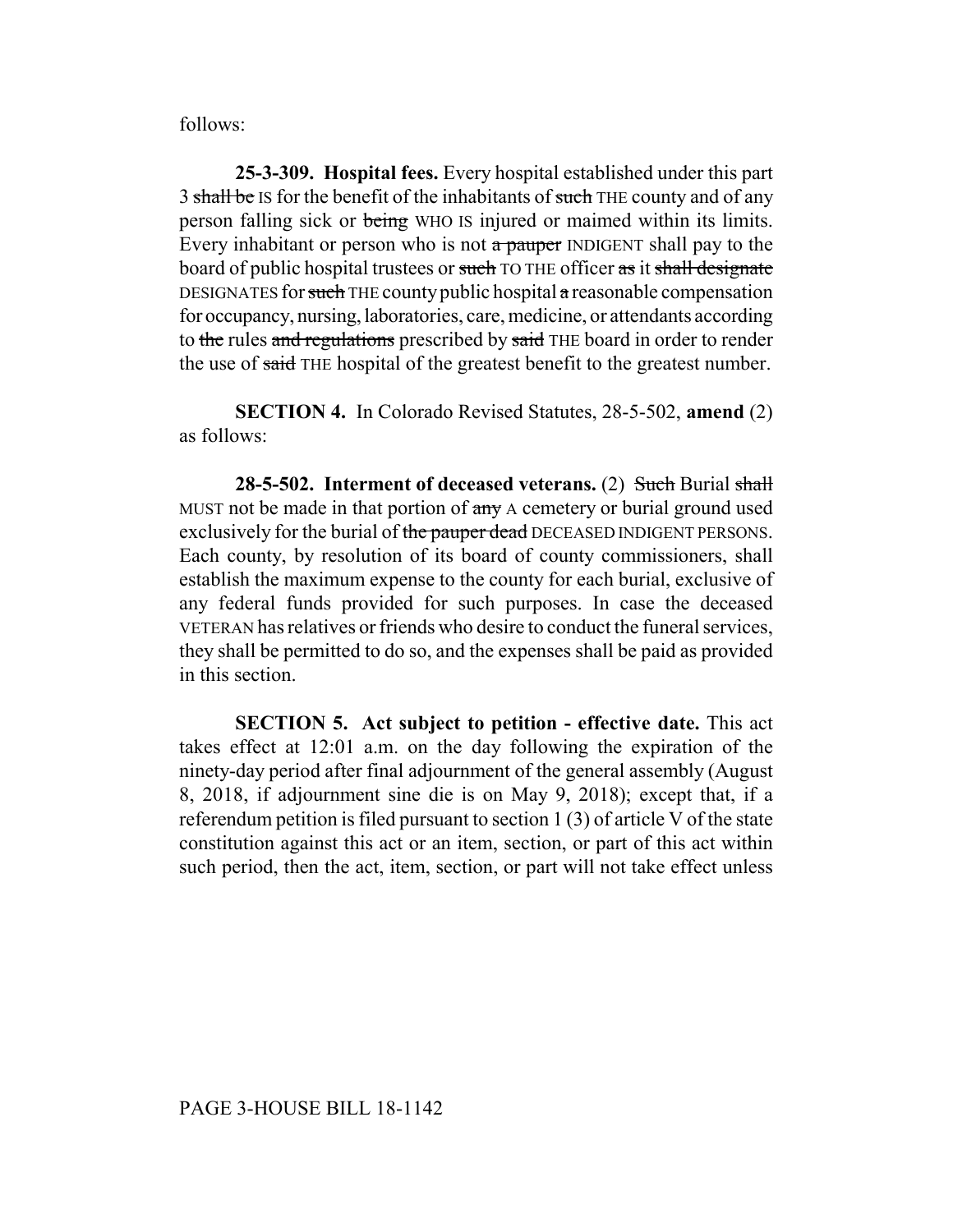follows:

**25-3-309. Hospital fees.** Every hospital established under this part 3 ~~shall be~~ IS for the benefit of the inhabitants of ~~such~~ THE county and of any person falling sick or ~~being~~ WHO IS injured or maimed within its limits. Every inhabitant or person who is not ~~a pauper~~ INDIGENT shall pay to the board of public hospital trustees or ~~such~~ TO THE officer ~~as~~ it ~~shall designate~~ DESIGNATES for ~~such~~ THE county public hospital ~~a~~ reasonable compensation for occupancy, nursing, laboratories, care, medicine, or attendants according to ~~the~~ rules ~~and regulations~~ prescribed by ~~said~~ THE board in order to render the use of ~~said~~ THE hospital of the greatest benefit to the greatest number.

**SECTION 4.** In Colorado Revised Statutes, 28-5-502, **amend** (2) as follows:

**28-5-502. Interment of deceased veterans.** (2) ~~Such~~ Burial ~~shall~~ MUST not be made in that portion of ~~any~~ A cemetery or burial ground used exclusively for the burial of ~~the pauper dead~~ DECEASED INDIGENT PERSONS. Each county, by resolution of its board of county commissioners, shall establish the maximum expense to the county for each burial, exclusive of any federal funds provided for such purposes. In case the deceased VETERAN has relatives or friends who desire to conduct the funeral services, they shall be permitted to do so, and the expenses shall be paid as provided in this section.

**SECTION 5. Act subject to petition - effective date.** This act takes effect at 12:01 a.m. on the day following the expiration of the ninety-day period after final adjournment of the general assembly (August 8, 2018, if adjournment sine die is on May 9, 2018); except that, if a referendum petition is filed pursuant to section 1 (3) of article V of the state constitution against this act or an item, section, or part of this act within such period, then the act, item, section, or part will not take effect unless

PAGE 3-HOUSE BILL 18-1142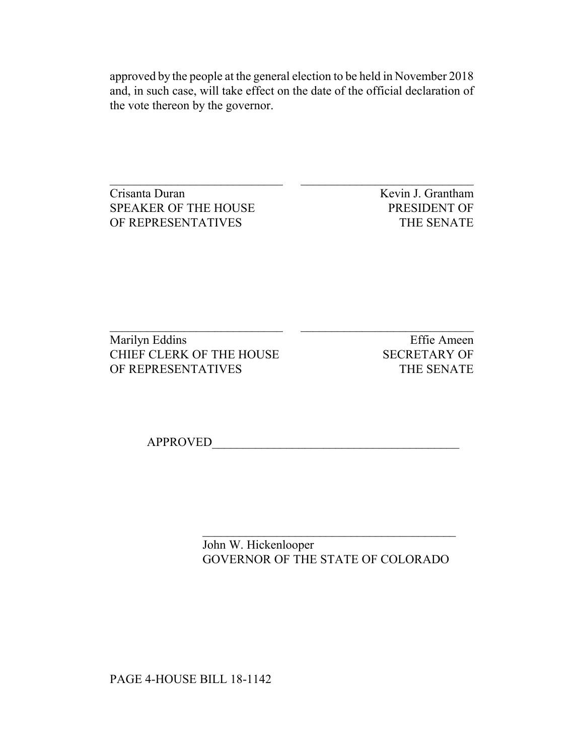approved by the people at the general election to be held in November 2018 and, in such case, will take effect on the date of the official declaration of the vote thereon by the governor.

\_\_\_\_\_\_\_\_\_\_\_\_\_\_\_\_\_\_\_\_\_\_\_\_\_\_\_\_

Crisanta Duran
SPEAKER OF THE HOUSE
OF REPRESENTATIVES

\_\_\_\_\_\_\_\_\_\_\_\_\_\_\_\_\_\_\_\_\_\_\_\_\_\_\_\_

Kevin J. Grantham
PRESIDENT OF
THE SENATE

\_\_\_\_\_\_\_\_\_\_\_\_\_\_\_\_\_\_\_\_\_\_\_\_\_\_\_\_

Marilyn Eddins
CHIEF CLERK OF THE HOUSE
OF REPRESENTATIVES

\_\_\_\_\_\_\_\_\_\_\_\_\_\_\_\_\_\_\_\_\_\_\_\_\_\_\_\_

Effie Ameen
SECRETARY OF
THE SENATE

APPROVED\_\_\_\_\_\_\_\_\_\_\_\_\_\_\_\_\_\_\_\_\_\_\_\_\_\_\_\_\_\_\_\_\_\_\_\_\_\_\_\_

\_\_\_\_\_\_\_\_\_\_\_\_\_\_\_\_\_\_\_\_\_\_\_\_\_\_\_\_\_\_\_\_\_\_\_\_\_\_\_\_\_\_

John W. Hickenlooper
GOVERNOR OF THE STATE OF COLORADO

PAGE 4-HOUSE BILL 18-1142